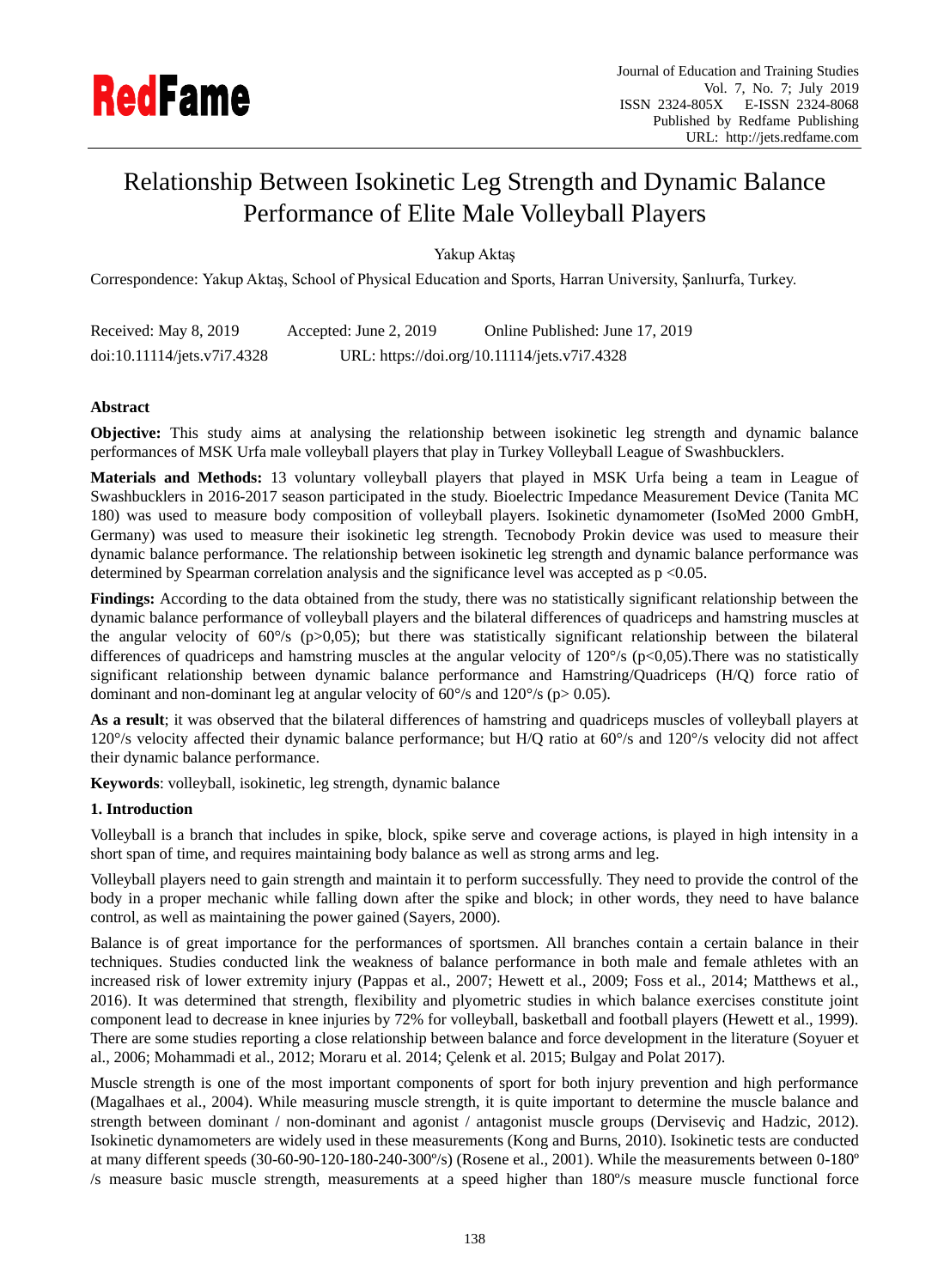# Relationship Between Isokinetic Leg Strength and Dynamic Balance Performance of Elite Male Volleyball Players

Yakup Aktaş

Correspondence: Yakup Aktaş, School of Physical Education and Sports, Harran University, Şanlıurfa, Turkey.

Received: May 8, 2019  Accepted: June 2, 2019  Online Published: June 17, 2019

doi:10.11114/jets.v7i7.4328  URL: https://doi.org/10.11114/jets.v7i7.4328

**Abstract**

**Objective:** This study aims at analysing the relationship between isokinetic leg strength and dynamic balance performances of MSK Urfa male volleyball players that play in Turkey Volleyball League of Swashbucklers.

**Materials and Methods:** 13 voluntary volleyball players that played in MSK Urfa being a team in League of Swashbucklers in 2016-2017 season participated in the study. Bioelectric Impedance Measurement Device (Tanita MC 180) was used to measure body composition of volleyball players. Isokinetic dynamometer (IsoMed 2000 GmbH, Germany) was used to measure their isokinetic leg strength. Tecnobody Prokin device was used to measure their dynamic balance performance. The relationship between isokinetic leg strength and dynamic balance performance was determined by Spearman correlation analysis and the significance level was accepted as $p < 0.05$.

**Findings:** According to the data obtained from the study, there was no statistically significant relationship between the dynamic balance performance of volleyball players and the bilateral differences of quadriceps and hamstring muscles at the angular velocity of 60°/s ($p > 0,05$); but there was statistically significant relationship between the bilateral differences of quadriceps and hamstring muscles at the angular velocity of 120°/s ($p < 0,05$).There was no statistically significant relationship between dynamic balance performance and Hamstring/Quadriceps (H/Q) force ratio of dominant and non-dominant leg at angular velocity of 60°/s and 120°/s ($p > 0.05$).

**As a result**; it was observed that the bilateral differences of hamstring and quadriceps muscles of volleyball players at 120°/s velocity affected their dynamic balance performance; but H/Q ratio at 60°/s and 120°/s velocity did not affect their dynamic balance performance.

**Keywords**: volleyball, isokinetic, leg strength, dynamic balance

## 1. Introduction

Volleyball is a branch that includes in spike, block, spike serve and coverage actions, is played in high intensity in a short span of time, and requires maintaining body balance as well as strong arms and leg.

Volleyball players need to gain strength and maintain it to perform successfully. They need to provide the control of the body in a proper mechanic while falling down after the spike and block; in other words, they need to have balance control, as well as maintaining the power gained (Sayers, 2000).

Balance is of great importance for the performances of sportsmen. All branches contain a certain balance in their techniques. Studies conducted link the weakness of balance performance in both male and female athletes with an increased risk of lower extremity injury (Pappas et al., 2007; Hewett et al., 2009; Foss et al., 2014; Matthews et al., 2016). It was determined that strength, flexibility and plyometric studies in which balance exercises constitute joint component lead to decrease in knee injuries by 72% for volleyball, basketball and football players (Hewett et al., 1999). There are some studies reporting a close relationship between balance and force development in the literature (Soyuer et al., 2006; Mohammadi et al., 2012; Moraru et al. 2014; Çelenk et al. 2015; Bulgay and Polat 2017).

Muscle strength is one of the most important components of sport for both injury prevention and high performance (Magalhaes et al., 2004). While measuring muscle strength, it is quite important to determine the muscle balance and strength between dominant / non-dominant and agonist / antagonist muscle groups (Derviseviç and Hadzic, 2012). Isokinetic dynamometers are widely used in these measurements (Kong and Burns, 2010). Isokinetic tests are conducted at many different speeds (30-60-90-120-180-240-300º/s) (Rosene et al., 2001). While the measurements between 0-180º /s measure basic muscle strength, measurements at a speed higher than 180º/s measure muscle functional force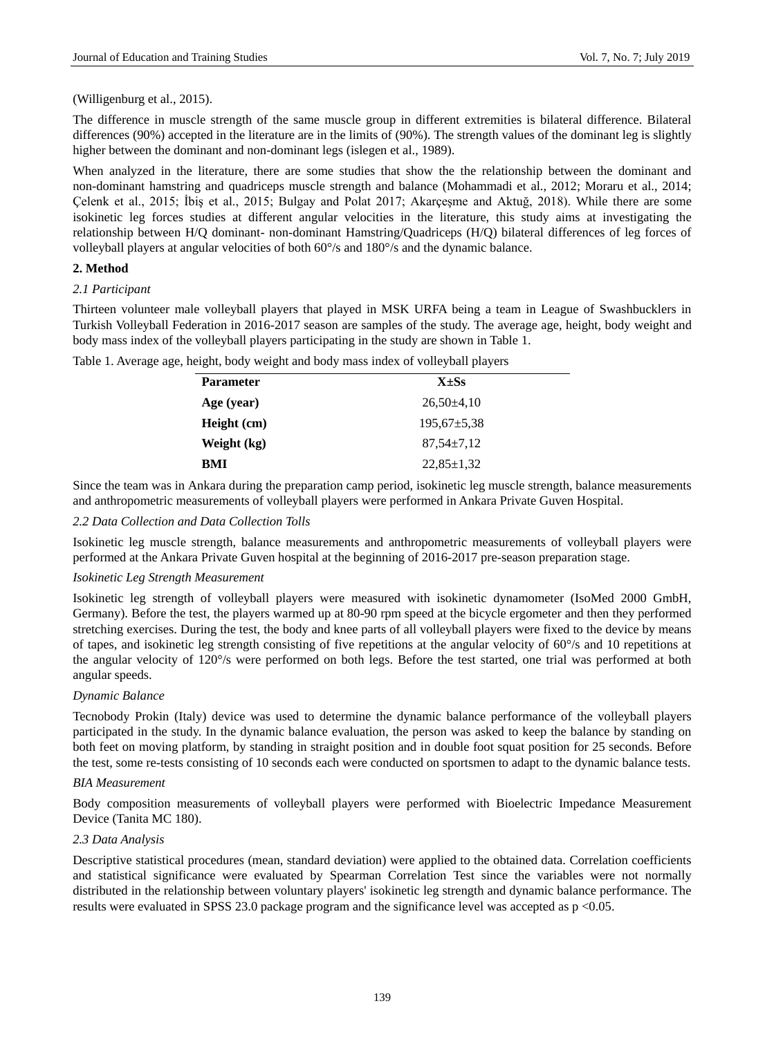(Willigenburg et al., 2015).

The difference in muscle strength of the same muscle group in different extremities is bilateral difference. Bilateral differences (90%) accepted in the literature are in the limits of (90%). The strength values of the dominant leg is slightly higher between the dominant and non-dominant legs (islegen et al., 1989).

When analyzed in the literature, there are some studies that show the the relationship between the dominant and non-dominant hamstring and quadriceps muscle strength and balance (Mohammadi et al., 2012; Moraru et al., 2014; Çelenk et al., 2015; İbiş et al., 2015; Bulgay and Polat 2017; Akarçeşme and Aktuğ, 2018). While there are some isokinetic leg forces studies at different angular velocities in the literature, this study aims at investigating the relationship between H/Q dominant- non-dominant Hamstring/Quadriceps (H/Q) bilateral differences of leg forces of volleyball players at angular velocities of both 60°/s and 180°/s and the dynamic balance.

## 2. Method

### *2.1 Participant*

Thirteen volunteer male volleyball players that played in MSK URFA being a team in League of Swashbucklers in Turkish Volleyball Federation in 2016-2017 season are samples of the study. The average age, height, body weight and body mass index of the volleyball players participating in the study are shown in Table 1.

Table 1. Average age, height, body weight and body mass index of volleyball players

| Parameter | X±Ss |
|---|---|
| **Age (year)** | 26,50±4,10 |
| **Height (cm)** | 195,67±5,38 |
| **Weight (kg)** | 87,54±7,12 |
| **BMI** | 22,85±1,32 |

Since the team was in Ankara during the preparation camp period, isokinetic leg muscle strength, balance measurements and anthropometric measurements of volleyball players were performed in Ankara Private Guven Hospital.

### *2.2 Data Collection and Data Collection Tolls*

Isokinetic leg muscle strength, balance measurements and anthropometric measurements of volleyball players were performed at the Ankara Private Guven hospital at the beginning of 2016-2017 pre-season preparation stage.

*Isokinetic Leg Strength Measurement*

Isokinetic leg strength of volleyball players were measured with isokinetic dynamometer (IsoMed 2000 GmbH, Germany). Before the test, the players warmed up at 80-90 rpm speed at the bicycle ergometer and then they performed stretching exercises. During the test, the body and knee parts of all volleyball players were fixed to the device by means of tapes, and isokinetic leg strength consisting of five repetitions at the angular velocity of 60°/s and 10 repetitions at the angular velocity of 120°/s were performed on both legs. Before the test started, one trial was performed at both angular speeds.

*Dynamic Balance*

Tecnobody Prokin (Italy) device was used to determine the dynamic balance performance of the volleyball players participated in the study. In the dynamic balance evaluation, the person was asked to keep the balance by standing on both feet on moving platform, by standing in straight position and in double foot squat position for 25 seconds. Before the test, some re-tests consisting of 10 seconds each were conducted on sportsmen to adapt to the dynamic balance tests.

*BIA Measurement*

Body composition measurements of volleyball players were performed with Bioelectric Impedance Measurement Device (Tanita MC 180).

### *2.3 Data Analysis*

Descriptive statistical procedures (mean, standard deviation) were applied to the obtained data. Correlation coefficients and statistical significance were evaluated by Spearman Correlation Test since the variables were not normally distributed in the relationship between voluntary players' isokinetic leg strength and dynamic balance performance. The results were evaluated in SPSS 23.0 package program and the significance level was accepted as $p < 0.05$.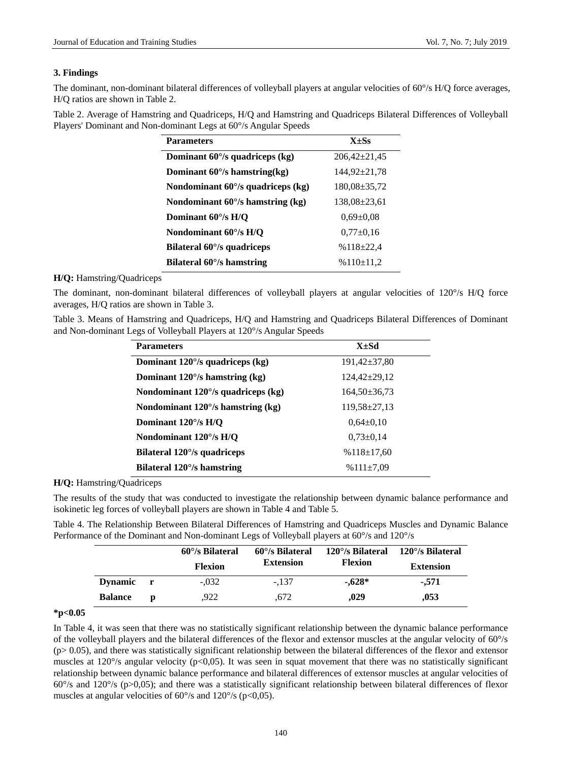### 3. Findings

The dominant, non-dominant bilateral differences of volleyball players at angular velocities of 60°/s H/Q force averages, H/Q ratios are shown in Table 2.

Table 2. Average of Hamstring and Quadriceps, H/Q and Hamstring and Quadriceps Bilateral Differences of Volleyball Players' Dominant and Non-dominant Legs at 60°/s Angular Speeds

| **Parameters** | **X±Ss** |
|---|---|
| **Dominant 60°/s quadriceps (kg)** | 206,42±21,45 |
| **Dominant 60°/s hamstring(kg)** | 144,92±21,78 |
| **Nondominant 60°/s quadriceps (kg)** | 180,08±35,72 |
| **Nondominant 60°/s hamstring (kg)** | 138,08±23,61 |
| **Dominant 60°/s H/Q** | 0,69±0,08 |
| **Nondominant 60°/s H/Q** | 0,77±0,16 |
| **Bilateral 60°/s quadriceps** | %118±22,4 |
| **Bilateral 60°/s hamstring** | %110±11,2 |

**H/Q:** Hamstring/Quadriceps

The dominant, non-dominant bilateral differences of volleyball players at angular velocities of 120°/s H/Q force averages, H/Q ratios are shown in Table 3.

Table 3. Means of Hamstring and Quadriceps, H/Q and Hamstring and Quadriceps Bilateral Differences of Dominant and Non-dominant Legs of Volleyball Players at 120°/s Angular Speeds

| **Parameters** | **X±Sd** |
|---|---|
| **Dominant 120°/s quadriceps (kg)** | 191,42±37,80 |
| **Dominant 120°/s hamstring (kg)** | 124,42±29,12 |
| **Nondominant 120°/s quadriceps (kg)** | 164,50±36,73 |
| **Nondominant 120°/s hamstring (kg)** | 119,58±27,13 |
| **Dominant 120°/s H/Q** | 0,64±0,10 |
| **Nondominant 120°/s H/Q** | 0,73±0,14 |
| **Bilateral 120°/s quadriceps** | %118±17,60 |
| **Bilateral 120°/s hamstring** | %111±7,09 |

**H/Q:** Hamstring/Quadriceps

The results of the study that was conducted to investigate the relationship between dynamic balance performance and isokinetic leg forces of volleyball players are shown in Table 4 and Table 5.

Table 4. The Relationship Between Bilateral Differences of Hamstring and Quadriceps Muscles and Dynamic Balance Performance of the Dominant and Non-dominant Legs of Volleyball players at 60°/s and 120°/s

| | | **60°/s Bilateral Flexion** | **60°/s Bilateral Extension** | **120°/s Bilateral Flexion** | **120°/s Bilateral Extension** |
|---|---|---|---|---|---|
| **Dynamic** | **r** | -,032 | -,137 | **-,628*** | **-,571** |
| **Balance** | **p** | ,922 | ,672 | **,029** | **,053** |

**\*p<0.05**

In Table 4, it was seen that there was no statistically significant relationship between the dynamic balance performance of the volleyball players and the bilateral differences of the flexor and extensor muscles at the angular velocity of 60°/s ($p > 0.05$), and there was statistically significant relationship between the bilateral differences of the flexor and extensor muscles at 120°/s angular velocity ($p<0,05$). It was seen in squat movement that there was no statistically significant relationship between dynamic balance performance and bilateral differences of extensor muscles at angular velocities of 60°/s and 120°/s ($p>0,05$); and there was a statistically significant relationship between bilateral differences of flexor muscles at angular velocities of 60°/s and 120°/s ($p<0,05$).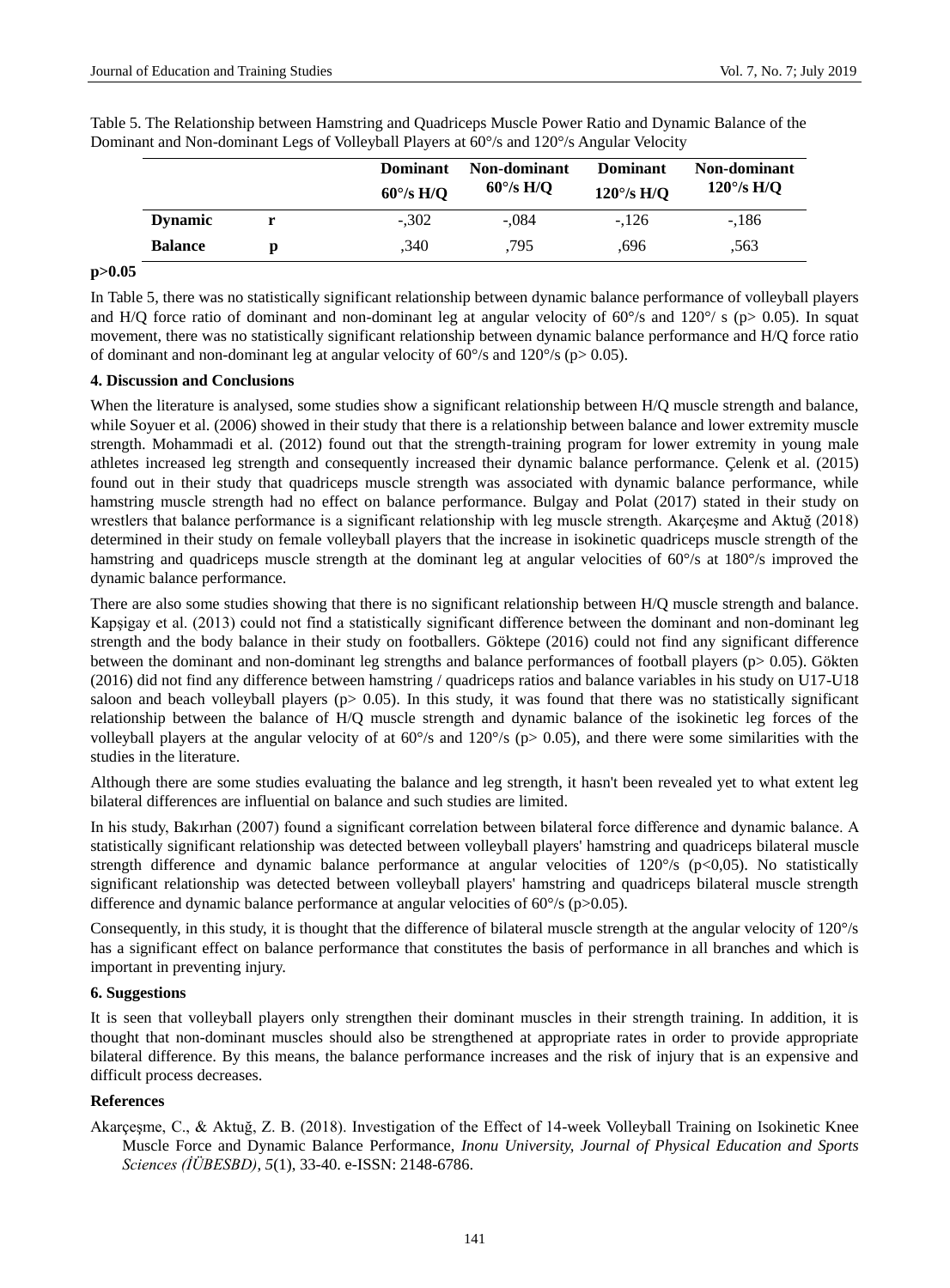Table 5. The Relationship between Hamstring and Quadriceps Muscle Power Ratio and Dynamic Balance of the Dominant and Non-dominant Legs of Volleyball Players at 60°/s and 120°/s Angular Velocity

| | | Dominant 60°/s H/Q | Non-dominant 60°/s H/Q | Dominant 120°/s H/Q | Non-dominant 120°/s H/Q |
|---|---|---|---|---|---|
| **Dynamic** | **r** | -,302 | -,084 | -,126 | -,186 |
| **Balance** | **p** | ,340 | ,795 | ,696 | ,563 |

**p>0.05**

In Table 5, there was no statistically significant relationship between dynamic balance performance of volleyball players and H/Q force ratio of dominant and non-dominant leg at angular velocity of 60°/s and 120°/ s (p> 0.05). In squat movement, there was no statistically significant relationship between dynamic balance performance and H/Q force ratio of dominant and non-dominant leg at angular velocity of 60°/s and 120°/s (p> 0.05).

## 4. Discussion and Conclusions

When the literature is analysed, some studies show a significant relationship between H/Q muscle strength and balance, while Soyuer et al. (2006) showed in their study that there is a relationship between balance and lower extremity muscle strength. Mohammadi et al. (2012) found out that the strength-training program for lower extremity in young male athletes increased leg strength and consequently increased their dynamic balance performance. Çelenk et al. (2015) found out in their study that quadriceps muscle strength was associated with dynamic balance performance, while hamstring muscle strength had no effect on balance performance. Bulgay and Polat (2017) stated in their study on wrestlers that balance performance is a significant relationship with leg muscle strength. Akarçeşme and Aktuğ (2018) determined in their study on female volleyball players that the increase in isokinetic quadriceps muscle strength of the hamstring and quadriceps muscle strength at the dominant leg at angular velocities of 60°/s at 180°/s improved the dynamic balance performance.

There are also some studies showing that there is no significant relationship between H/Q muscle strength and balance. Kapşigay et al. (2013) could not find a statistically significant difference between the dominant and non-dominant leg strength and the body balance in their study on footballers. Göktepe (2016) could not find any significant difference between the dominant and non-dominant leg strengths and balance performances of football players (p> 0.05). Gökten (2016) did not find any difference between hamstring / quadriceps ratios and balance variables in his study on U17-U18 saloon and beach volleyball players (p> 0.05). In this study, it was found that there was no statistically significant relationship between the balance of H/Q muscle strength and dynamic balance of the isokinetic leg forces of the volleyball players at the angular velocity of at 60°/s and 120°/s (p> 0.05), and there were some similarities with the studies in the literature.

Although there are some studies evaluating the balance and leg strength, it hasn't been revealed yet to what extent leg bilateral differences are influential on balance and such studies are limited.

In his study, Bakırhan (2007) found a significant correlation between bilateral force difference and dynamic balance. A statistically significant relationship was detected between volleyball players' hamstring and quadriceps bilateral muscle strength difference and dynamic balance performance at angular velocities of 120°/s (p<0,05). No statistically significant relationship was detected between volleyball players' hamstring and quadriceps bilateral muscle strength difference and dynamic balance performance at angular velocities of 60°/s (p>0.05).

Consequently, in this study, it is thought that the difference of bilateral muscle strength at the angular velocity of 120°/s has a significant effect on balance performance that constitutes the basis of performance in all branches and which is important in preventing injury.

## 6. Suggestions

It is seen that volleyball players only strengthen their dominant muscles in their strength training. In addition, it is thought that non-dominant muscles should also be strengthened at appropriate rates in order to provide appropriate bilateral difference. By this means, the balance performance increases and the risk of injury that is an expensive and difficult process decreases.

## References

Akarçeşme, C., & Aktuğ, Z. B. (2018). Investigation of the Effect of 14-week Volleyball Training on Isokinetic Knee Muscle Force and Dynamic Balance Performance, *Inonu University, Journal of Physical Education and Sports Sciences (İÜBESBD)*, *5*(1), 33-40. e-ISSN: 2148-6786.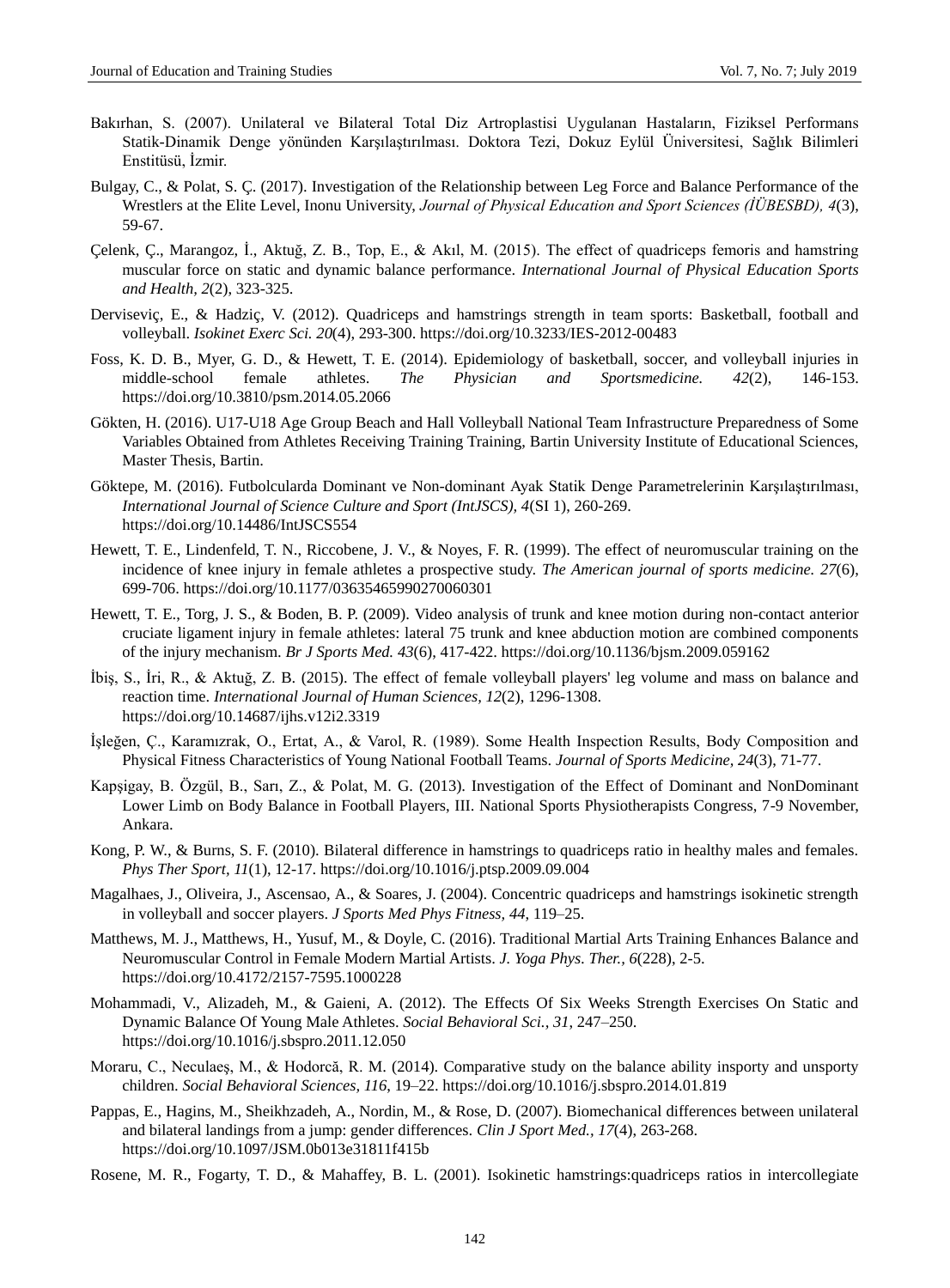Bakırhan, S. (2007). Unilateral ve Bilateral Total Diz Artroplastisi Uygulanan Hastaların, Fiziksel Performans Statik-Dinamik Denge yönünden Karşılaştırılması. Doktora Tezi, Dokuz Eylül Üniversitesi, Sağlık Bilimleri Enstitüsü, İzmir.

Bulgay, C., & Polat, S. Ç. (2017). Investigation of the Relationship between Leg Force and Balance Performance of the Wrestlers at the Elite Level, Inonu University, *Journal of Physical Education and Sport Sciences (İÜBESBD), 4*(3), 59-67.

Çelenk, Ç., Marangoz, İ., Aktuğ, Z. B., Top, E., & Akıl, M. (2015). The effect of quadriceps femoris and hamstring muscular force on static and dynamic balance performance. *International Journal of Physical Education Sports and Health, 2*(2), 323-325.

Derviseviç, E., & Hadziç, V. (2012). Quadriceps and hamstrings strength in team sports: Basketball, football and volleyball. *Isokinet Exerc Sci. 20*(4), 293-300. https://doi.org/10.3233/IES-2012-00483

Foss, K. D. B., Myer, G. D., & Hewett, T. E. (2014). Epidemiology of basketball, soccer, and volleyball injuries in middle-school female athletes. *The Physician and Sportsmedicine. 42*(2), 146-153. https://doi.org/10.3810/psm.2014.05.2066

Gökten, H. (2016). U17-U18 Age Group Beach and Hall Volleyball National Team Infrastructure Preparedness of Some Variables Obtained from Athletes Receiving Training Training, Bartin University Institute of Educational Sciences, Master Thesis, Bartin.

Göktepe, M. (2016). Futbolcularda Dominant ve Non-dominant Ayak Statik Denge Parametrelerinin Karşılaştırılması, *International Journal of Science Culture and Sport (IntJSCS), 4*(SI 1), 260-269. https://doi.org/10.14486/IntJSCS554

Hewett, T. E., Lindenfeld, T. N., Riccobene, J. V., & Noyes, F. R. (1999). The effect of neuromuscular training on the incidence of knee injury in female athletes a prospective study. *The American journal of sports medicine. 27*(6), 699-706. https://doi.org/10.1177/03635465990270060301

Hewett, T. E., Torg, J. S., & Boden, B. P. (2009). Video analysis of trunk and knee motion during non-contact anterior cruciate ligament injury in female athletes: lateral 75 trunk and knee abduction motion are combined components of the injury mechanism. *Br J Sports Med. 43*(6), 417-422. https://doi.org/10.1136/bjsm.2009.059162

İbiş, S., İri, R., & Aktuğ, Z. B. (2015). The effect of female volleyball players' leg volume and mass on balance and reaction time. *International Journal of Human Sciences, 12*(2), 1296-1308. https://doi.org/10.14687/ijhs.v12i2.3319

İşleğen, Ç., Karamızrak, O., Ertat, A., & Varol, R. (1989). Some Health Inspection Results, Body Composition and Physical Fitness Characteristics of Young National Football Teams. *Journal of Sports Medicine, 24*(3), 71-77.

Kapşigay, B. Özgül, B., Sarı, Z., & Polat, M. G. (2013). Investigation of the Effect of Dominant and NonDominant Lower Limb on Body Balance in Football Players, III. National Sports Physiotherapists Congress, 7-9 November, Ankara.

Kong, P. W., & Burns, S. F. (2010). Bilateral difference in hamstrings to quadriceps ratio in healthy males and females. *Phys Ther Sport, 11*(1), 12-17. https://doi.org/10.1016/j.ptsp.2009.09.004

Magalhaes, J., Oliveira, J., Ascensao, A., & Soares, J. (2004). Concentric quadriceps and hamstrings isokinetic strength in volleyball and soccer players. *J Sports Med Phys Fitness, 44*, 119–25.

Matthews, M. J., Matthews, H., Yusuf, M., & Doyle, C. (2016). Traditional Martial Arts Training Enhances Balance and Neuromuscular Control in Female Modern Martial Artists. *J. Yoga Phys. Ther., 6*(228), 2-5. https://doi.org/10.4172/2157-7595.1000228

Mohammadi, V., Alizadeh, M., & Gaieni, A. (2012). The Effects Of Six Weeks Strength Exercises On Static and Dynamic Balance Of Young Male Athletes. *Social Behavioral Sci., 31*, 247–250. https://doi.org/10.1016/j.sbspro.2011.12.050

Moraru, C., Neculaeş, M., & Hodorcă, R. M. (2014). Comparative study on the balance ability insporty and unsporty children. *Social Behavioral Sciences, 116*, 19–22. https://doi.org/10.1016/j.sbspro.2014.01.819

Pappas, E., Hagins, M., Sheikhzadeh, A., Nordin, M., & Rose, D. (2007). Biomechanical differences between unilateral and bilateral landings from a jump: gender differences. *Clin J Sport Med., 17*(4), 263-268. https://doi.org/10.1097/JSM.0b013e31811f415b

Rosene, M. R., Fogarty, T. D., & Mahaffey, B. L. (2001). Isokinetic hamstrings:quadriceps ratios in intercollegiate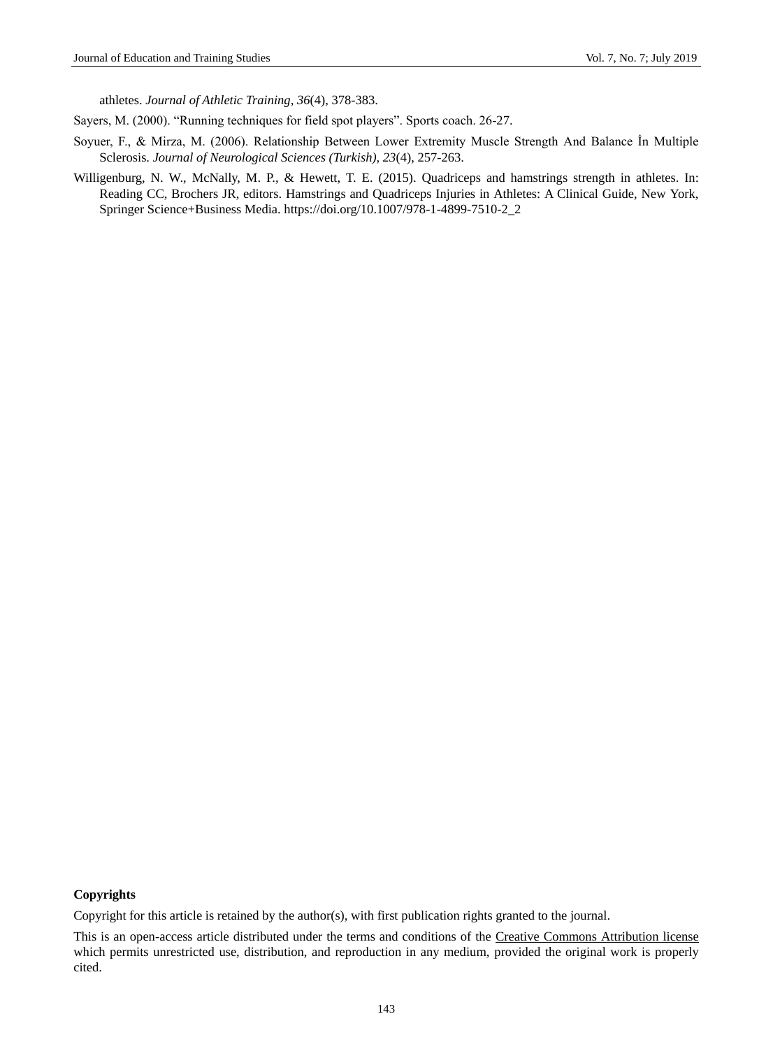athletes. *Journal of Athletic Training, 36*(4), 378-383.

Sayers, M. (2000). "Running techniques for field spot players". Sports coach. 26-27.

Soyuer, F., & Mirza, M. (2006). Relationship Between Lower Extremity Muscle Strength And Balance İn Multiple Sclerosis. *Journal of Neurological Sciences (Turkish), 23*(4), 257-263.

Willigenburg, N. W., McNally, M. P., & Hewett, T. E. (2015). Quadriceps and hamstrings strength in athletes. In: Reading CC, Brochers JR, editors. Hamstrings and Quadriceps Injuries in Athletes: A Clinical Guide, New York, Springer Science+Business Media. https://doi.org/10.1007/978-1-4899-7510-2_2

**Copyrights**

Copyright for this article is retained by the author(s), with first publication rights granted to the journal.

This is an open-access article distributed under the terms and conditions of the Creative Commons Attribution license which permits unrestricted use, distribution, and reproduction in any medium, provided the original work is properly cited.